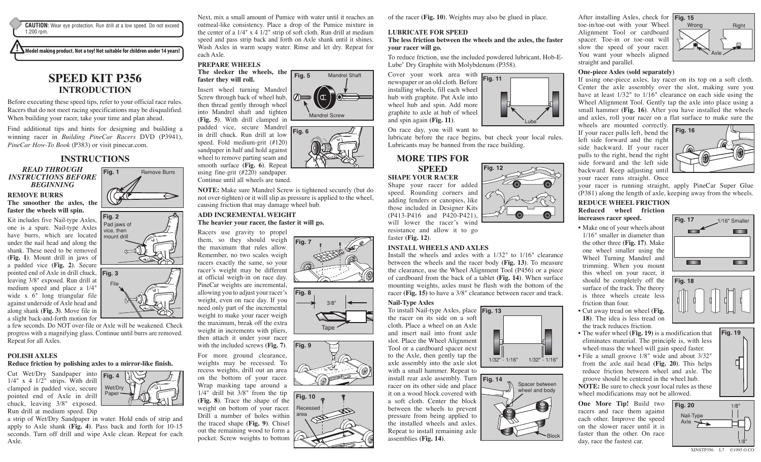**CAUTION:** Wear eye protection. Run drill at a low speed. Do not exceed 1,200 rpm.

**Model making product. Not a toy! Not suitable for children under 14 years!**

# SPEED KIT P356

## INTRODUCTION

Before executing these speed tips, refer to your official race rules. Racers that do not meet racing specifications may be disqualified. When building your racer, take your time and plan ahead.

Find additional tips and hints for designing and building a winning racer in *Building PineCar Racers* DVD (P3941), *PineCar How-To Book* (P383) or visit pinecar.com.

## INSTRUCTIONS

***READ THROUGH INSTRUCTIONS BEFORE BEGINNING***

### REMOVE BURRS

**The smoother the axles, the faster the wheels will spin.**

Kit includes five Nail-type Axles, one is a spare. Nail-type Axles have burrs, which are located under the nail head and along the shank. These need to be removed **(Fig. 1)**. Mount drill in jaws of a padded vice **(Fig. 2)**. Secure pointed end of Axle in drill chuck, leaving 3/8" exposed. Run drill at medium speed and place a 1/4" wide x 6" long triangular file against underside of Axle head and along shank **(Fig. 3)**. Move file in a slight back-and-forth motion for a few seconds. Do NOT over-file or Axle will be weakened. Check progress with a magnifying glass. Continue until burrs are removed. Repeat for all Axles.

Fig. 1 Remove Burrs

Fig. 2 Pad jaws of vice, then mount drill

Fig. 3 File

### POLISH AXLES

**Reduce friction by polishing axles to a mirror-like finish.**

Cut Wet/Dry Sandpaper into 1/4" x 4 1/2" strips. With drill clamped in padded vice, secure pointed end of Axle in drill chuck, leaving 3/8" exposed. Run drill at medium speed. Dip a strip of Wet/Dry Sandpaper in water. Hold ends of strip and apply to Axle shank **(Fig. 4)**. Pass back and forth for 10-15 seconds. Turn off drill and wipe Axle clean. Repeat for each Axle.

Fig. 4 Wet/Dry Paper

Next, mix a small amount of Pumice with water until it reaches an oatmeal-like consistency. Place a drop of the Pumice mixture in the center of a 1/4" x 4 1/2" strip of soft cloth. Run drill at medium speed and pass strip back and forth on Axle shank until it shines. Wash Axles in warm soapy water. Rinse and let dry. Repeat for each Axle.

### PREPARE WHEELS

**The sleeker the wheels, the faster they will roll.**

Insert wheel turning Mandrel Screw through back of wheel hub, then thread gently through wheel into Mandrel shaft and tighten **(Fig. 5)**. With drill clamped in padded vice, secure Mandrel in drill chuck. Run drill at low speed. Fold medium-grit (#120) sandpaper in half and hold against wheel to remove parting seam and smooth surface **(Fig. 6)**. Repeat using fine-grit (#220) sandpaper. Continue until all wheels are tuned.

Fig. 5 Mandrel Shaft, Mandrel Screw

Fig. 6

**NOTE:** Make sure Mandrel Screw is tightened securely (but do not over-tighten) or it will slip as pressure is applied to the wheel, causing friction that may damage wheel hub.

### ADD INCREMENTAL WEIGHT

**The heavier your racer, the faster it will go.**

Racers use gravity to propel them, so they should weigh the maximum that rules allow. Remember, no two scales weigh racers exactly the same, so your racer's weight may be different at official weigh-in on race day. PineCar weights are incremental, allowing you to adjust your racer's weight, even on race day. If you need only part of the incremental weight to make your racer weigh the maximum, break off the extra weight in increments with pliers, then attach it under your racer with the included screws **(Fig. 7)**.

Fig. 7

For more ground clearance, weights may be recessed. To recess weights, drill out an area on the bottom of your racer. Wrap masking tape around a 1/4" drill bit 3/8" from the tip **(Fig. 8)**. Trace the shape of the weight on bottom of your racer. Drill a number of holes within the traced shape **(Fig. 9)**. Chisel out the remaining wood to form a pocket. Screw weights to bottom of the racer **(Fig. 10)**. Weights may also be glued in place.

Fig. 8 3/8" Tape

Fig. 9

Fig. 10 Recessed area

### LUBRICATE FOR SPEED

**The less friction between the wheels and the axles, the faster your racer will go.**

To reduce friction, use the included powdered lubricant, Hob-E-Lube® Dry Graphite with Molybdenum (P358).

Cover your work area with newspaper or an old cloth. Before installing wheels, fill each wheel hub with graphite. Put Axle into wheel hub and spin. Add more graphite to axle at hub of wheel and spin again **(Fig. 11)**.

Fig. 11 Lube

On race day, you will want to lubricate before the race begins, but check your local rules. Lubricants may be banned from the race building.

## MORE TIPS FOR SPEED

### SHAPE YOUR RACER

Shape your racer for added speed. Rounding corners and adding fenders or canopies, like those included in Designer Kits (P413-P416 and P420-P421), will lower the racer's wind resistance and allow it to go faster **(Fig. 12)**.

Fig. 12

### INSTALL WHEELS AND AXLES

Install the wheels and axles with a 1/32" to 1/16" clearance between the wheels and the racer body **(Fig. 13)**. To measure the clearance, use the Wheel Alignment Tool (P456) or a piece of cardboard from the back of a tablet **(Fig. 14)**. When surface mounting weights, axles must be flush with the bottom of the racer **(Fig. 15)** to have a 3/8" clearance between racer and track.

**Nail-Type Axles**

To install Nail-type Axles, place the racer on its side on a soft cloth. Place a wheel on an Axle and insert nail into front axle slot. Place the Wheel Alignment Tool or a cardboard spacer next to the Axle, then gently tap the axle assembly into the axle slot with a small hammer. Repeat to install rear axle assembly. Turn racer on its other side and place it on a wood block covered with a soft cloth. Center the block between the wheels to prevent pressure from being applied to the installed wheels and axles. Repeat to install remaining axle assemblies **(Fig. 14)**.

Fig. 13 1/32" - 1/16" 1/32" - 1/16"

Fig. 14 Spacer between wheel and body, Block

After installing Axles, check for toe-in/toe-out with your Wheel Alignment Tool or cardboard spacer. Toe-in or toe-out will slow the speed of your racer. You want your wheels aligned straight and parallel.

Fig. 15 Wrong, Right, Axle

**One-piece Axles (sold separately)**

If using one-piece axles, lay racer on its top on a soft cloth. Center the axle assembly over the slot, making sure you have at least 1/32" to 1/16" clearance on each side using the Wheel Alignment Tool. Gently tap the axle into place using a small hammer **(Fig. 16)**. After you have installed the wheels and axles, roll your racer on a flat surface to make sure the wheels are mounted correctly. If your racer pulls left, bend the left side forward and the right side backward. If your racer pulls to the right, bend the right side forward and the left side backward. Keep adjusting until your racer runs straight. Once your racer is running straight, apply PineCar Super Glue (P381) along the length of axle, keeping away from the wheels.

Fig. 16

### REDUCE WHEEL FRICTION

**Reduced wheel friction increases racer speed.**

- Make one of your wheels about 1/16" smaller in diameter than the other three **(Fig. 17)**. Make one wheel smaller using the Wheel Turning Mandrel and trimming. When you mount this wheel on your racer, it should be completely off the surface of the track. The theory is three wheels create less friction than four.
- Cut away tread on wheel **(Fig. 18)**. The idea is less tread on the track reduces friction.
- The wafer wheel **(Fig. 19)** is a modification that eliminates material. The principle is, with less wheel-mass the wheel will gain speed faster.
- File a small groove 1/8" wide and about 3/32" from the axle nail head **(Fig. 20)**. This helps reduce friction between wheel and axle. The groove should be centered in the wheel hub.

Fig. 17 1/16" Smaller

Fig. 18

Fig. 19

**NOTE:** Be sure to check your local rules as these wheel modifications may not be allowed.

**One More Tip!** Build two racers and race them against each other. Improve the speed on the slower racer until it is faster than the other. On race day, race the fastest car.

Fig. 20 Nail-Type Axle 1/8" 1/8"

XINSTP356 L7 ©1995 O CO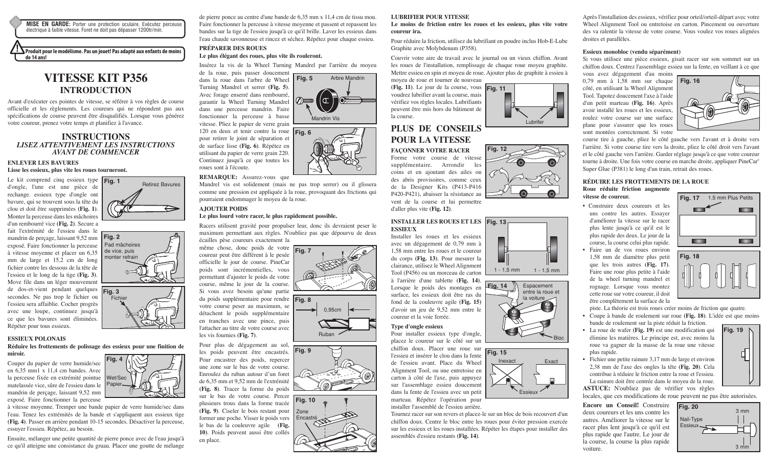**MISE EN GARDE**: Porter une protection oculaire. Exécutez perceuse électrique à faible vitesse. Foret ne doit pas dépasser 1200tr/min.

**Produit pour le modélisme. Pas un jouet! Pas adapté aux enfants de moins de 14 ans!**

# VITESSE KIT P356

## INTRODUCTION

Avant d'exécuter ces pointes de vitesse, se référer à vos règles de course officielle et les règlements. Les coureurs qui ne répondent pas aux spécifications de course peuvent être disqualifiés. Lorsque vous générez votre coureur, prenez votre temps et planifiez à l'avance.

## INSTRUCTIONS

### *LISEZ ATTENTIVEMENT LES INSTRUCTIONS AVANT DE COMMENCER*

**ENLEVER LES BAVURES**

**Lisse les essieux, plus vite les roues tourneront.**

Le kit comprend cinq essieux type d'ongle, l'une est une pièce de rechange. essieux type d'ongle ont bavure, qui se trouvent sous la tête du clou et doit être supprimées (**Fig. 1**). Monter la perceuse dans les mâchoires d'un rembourré vice (**Fig. 2**). Secure a fait l'extrémité de l'essieu dans le mandrin de perçage, laissant 9,52 mm exposé. Faire fonctionner la perceuse à vitesse moyenne et placer un 6,35 mm de large et 15,2 cm de long fichier contre les dessous de la tête de l'essieu et le long de la tige (**Fig. 3**). Move file dans un léger mouvement de dos-et-vient pendant quelques secondes. Ne pas trop le fichier ou l'essieu sera affaiblie. Cocher progrès avec une loupe, continuez jusqu'à ce que les bavures sont éliminées. Répéter pour tous essieux.

Fig. 1 Retirez Bavures

Fig. 2 Pad mâchoires de vice, puis monter refrain

Fig. 3 Fichier

**ESSIEUX POLONAIS**

**Réduire les frottements de polissage des essieux pour une finition de miroir.**

Couper du papier de verre humide/sec en 6,35 mm1 x 11,4 cm bandes. Avec la perceuse fixée en extrémité pointue matelassée vice, sûre de l'essieu dans le mandrin de perçage, laissant 9,52 mm exposé. Faire fonctionner la perceuse à vitesse moyenne. Tremper une bande papier de verre humide/sec dans l'eau. Tenez les extrémités de la bande et s'appliquent aux essieux tige (**Fig. 4**). Passer en arrière pendant 10-15 secondes. Désactiver la perceuse, essuyer l'essieu. Répétez, au besoin.

Fig. 4 Wet/Sec Papier

Ensuite, mélanger une petite quantité de pierre ponce avec de l'eau jusqu'à ce qu'il atteigne une consistance du gruau. Placer une goutte de mélange de pierre ponce au centre d'une bande de 6,35 mm x 11,4 cm de tissu mou. Faire fonctionner la perceuse à vitesse moyenne et passent et repassent les bandes sur la tige de l'essieu jusqu'à ce qu'il brille. Laver les essieux dans l'eau chaude savonneuse et rincez et séchez. Répétez pour chaque essieu.

**PRÉPARER DES ROUES**

**Le plus élégant des roues, plus vite ils rouleront.**

Insérez la vis de la Wheel Turning Mandrel par l'arrière du moyeu de la roue, puis passer doucement dans la roue dans l'arbre de Wheel Turning Mandrel et serrer (**Fig. 5**). Avec forage enserré dans rembourré, garantir la Wheel Turning Mandrel dans une perceuse mandrin. Faire fonctionner la perceuse à basse vitesse. Pliez le papier de verre grain 120 en deux et tenir contre la roue pour retirer le joint de séparation et de surface lisse (**Fig. 6**). Répétez en utilisant du papier de verre grain 220. Continuez jusqu'à ce que toutes les roues sont à l'écoute.

Fig. 5 Arbre Mandrin, Mandrin Vis

Fig. 6

**REMARQUE:** Assurez-vous que Mandrel vis est solidement (mais ne pas trop serrer) ou il glissera comme une pression est appliquée à la roue, provoquant des frictions qui pourraient endommager le moyeu de la roue.

**AJOUTER POIDS**

**Le plus lourd votre racer, le plus rapidement possible.**

Racers utilisent gravité pour propulser leur, donc ils devraient peser le maximum permettant aux règles. N'oubliez pas que dépourvu de deux écailles pèse coureurs exactement la même chose, donc poids de votre coureur peut être différent à le pesée officielle le jour de course. PineCar poids sont incrémentielles, vous permettant d'ajuster le poids de votre course, même le jour de la course. Si vous avez besoin qu'une partie du poids supplémentaire pour rendre votre course peser au maximum, se détachent le poids supplémentaire en tranches avec une pince, puis l'attacher au titre de votre course avec les vis fournies (**Fig. 7**).

Fig. 7

Pour plus de dégagement au sol, les poids peuvent être encastrés. Pour encastrer des poids, repercer une zone sur le bas de votre course. Enroulez du ruban autour d'un foret de 6,35 mm et 9,52 mm de l'extrémité (**Fig. 8**). Tracer la forme du poids sur le bas de votre course. Percer plusieurs trous dans la forme tracée (**Fig. 9**). Ciseler le bois restant pour former une poche. Visser le poids vers le bas de la couleuvre agile (**Fig. 10**). Poids peuvent aussi être collés en place.

Fig. 8 0,95cm Ruban

Fig. 9

Fig. 10 Zone Encastré

**LUBRIFIER POUR VITESSE**

**Le moins de friction entre les roues et les essieux, plus vite votre coureur ira.**

Pour réduire la friction, utilisez du lubrifiant en poudre inclus Hob-E-Lube Graphite avec Molybdenum (P358).

Couvrir votre aire de travail avec le journal ou un vieux chiffon. Avant les roues de l'installation, remplissage de chaque roue moyeu graphite. Mettre essieu en spin et moyeu de roue. Ajouter plus de graphite à essieu à moyeu de roue et tourner de nouveau (**Fig. 11**). Le jour de la course, vous voudrez lubrifier avant la course, mais vérifiez vos règles locales. Lubrifiants peuvent être mis hors du bâtiment de la course.

Fig. 11 Lubrifer

## PLUS DE CONSEILS POUR LA VITESSE

**FAÇONNER VOTRE RACER**

Forme votre course de vitesse supplémentaire. Arrondir les coins et en ajoutant des ailes ou des abris provisoires, comme ceux de la Designer Kits (P413-P416 P420-P421), abaisser la résistance au vent de la course et lui permettre d'aller plus vite (**Fig. 12**).

Fig. 12

**INSTALLER LES ROUES ET LES ESSIEUX**

Installer les roues et les essieux avec un dégagement de 0,79 mm à 1,58 mm entre les roues et le coureur du corps (**Fig. 13**). Pour mesurer la clairance, utilisez le Wheel Alignment Tool (P456) ou un morceau de carton à l'arrière d'une tablette (**Fig. 14**). Lorsque le poids des montages en surface, les essieux doit être ras du fond de la couleuvre agile (**Fig. 15**) d'avoir un jeu de 9,52 mm entre le coureur et la voie ferrée.

Fig. 13 1 - 1,5 mm 1 - 1,5 mm

Fig. 14 Espacement entre la roue et la voiture, Bloc

**Type d'ongle essieux**

Pour installer essieux type d'ongle, placez le coureur sur le côté sur un chiffon doux. Placer une roue sur l'essieu et insérer le clou dans la fente de l'essieu avant. Place du Wheel Alignment Tool, ou une entretoise en carton à côté de l'axe, puis appuyez sur l'assemblage essieu doucement dans la fente de l'essieu avec un petit marteau. Répétez l'opération pour installer l'assemblé de l'essieu arrière.

Fig. 15 Inexact, Exact, Essieux

Tournez racer sur son revers et placez-le sur un bloc de bois recouvert d'un chiffon doux. Centre le bloc entre les roues pour éviter pression exercée sur les essieux et les roues installées. Répéter les étapes pour installer des assemblés d'essieu restants (**Fig. 14**).

Après l'installation des essieux, vérifiez pour orteil/orteil-départ avec votre Wheel Alignment Tool ou entretoise en carton. Pincement ou ouverture des va ralentir la vitesse de votre course. Vous voulez vos roues alignées droites et parallèles.

**Essieux monobloc (vendu séparément)**

Si vous utilisez une pièce essieux, gisait racer sur son sommet sur un chiffon doux. Centrez l'assemblage essieu sur la fente, en veillant à ce que vous avez dégagement d'au moins 0,79 mm à 1,58 mm sur chaque côté, en utilisant la Wheel Alignment Tool. Tapotez doucement l'axe à l'aide d'un petit marteau (**Fig. 16**). Après avoir installé les roues et les essieux, roulez votre course sur une surface plane pour s'assurer que les roues sont montées correctement. Si votre course tire à gauche, pliez le côté gauche vers l'avant et à droite vers l'arrière. Si votre course tire vers la droite, pliez le côté droit vers l'avant et le côté gauche vers l'arrière. Garder réglage jusqu'à ce que votre coureur tourne à droite. Une fois votre course en marche droite, appliquer PineCar® Super Glue (P381) le long d'un train, retrait des roues.

Fig. 16

**RÉDUIRE LES FROTTEMENTS DE LA ROUE**

**Roue réduite friction augmente vitesse de coureur.**

- Construire deux coureurs et les uns contre les autres. Essayer d'améliorer la vitesse sur le racer plus lente jusqu'à ce qu'il est le plus rapide des deux. Le jour de la course, la course celui plus rapide.
- Faire un de vos roues environ 1,58 mm de diamètre plus petit que les trois autres (**Fig. 17**). Faire une roue plus petite à l'aide de la wheel turning mandrel et rognage. Lorsque vous montez cette roue sur votre coureur, il doit être complètement la surface de la piste. La théorie est trois roues créer moins de friction que quatre.
- Coupe à bande de roulement sur roue (**Fig. 18**). L'idée est que moins bande de roulement sur la piste réduit la friction.
- La roue de wafer (**Fig. 19**) est une modification qui élimine les matières. Le principe est, avec moins la roue va gagner de la masse de la roue une vitesse plus rapide.
- Fichier une petite rainure 3,17 mm de large et environ 2,38 mm de l'axe des ongles la tête (**Fig. 20**). Cela contribue à réduire le friction entre la roue et l'essieu. La rainure doit être centrée dans le moyeu de la roue.

Fig. 17 1.5 mm Plus Petits

Fig. 18

Fig. 19

**ASTUCE:** N'oubliez pas de vérifier vos règles locales, que ces modifications de roue peuvent ne pas être autorisées.

**Encore un Conseil!** Construire deux coureurs et les uns contre les autres. Améliorer la vitesse sur le racer plus lent jusqu'à ce qu'il est plus rapide que l'autre. Le jour de la course, la course la plus rapide voiture.

Fig. 20 Nail-Type Essieux 3 mm 3 mm